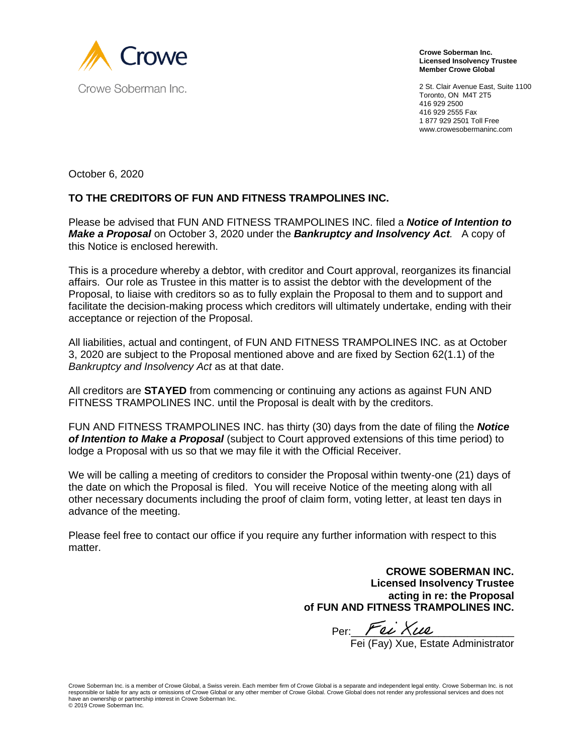Crowe Soberman Inc.

**Crowe Soberman Inc.**
**Licensed Insolvency Trustee**
**Member Crowe Global**

2 St. Clair Avenue East, Suite 1100
Toronto, ON M4T 2T5
416 929 2500
416 929 2555 Fax
1 877 929 2501 Toll Free
www.crowesobermaninc.com

October 6, 2020

**TO THE CREDITORS OF FUN AND FITNESS TRAMPOLINES INC.**

Please be advised that FUN AND FITNESS TRAMPOLINES INC. filed a ***Notice of Intention to Make a Proposal*** on October 3, 2020 under the ***Bankruptcy and Insolvency Act***. A copy of this Notice is enclosed herewith.

This is a procedure whereby a debtor, with creditor and Court approval, reorganizes its financial affairs. Our role as Trustee in this matter is to assist the debtor with the development of the Proposal, to liaise with creditors so as to fully explain the Proposal to them and to support and facilitate the decision-making process which creditors will ultimately undertake, ending with their acceptance or rejection of the Proposal.

All liabilities, actual and contingent, of FUN AND FITNESS TRAMPOLINES INC. as at October 3, 2020 are subject to the Proposal mentioned above and are fixed by Section 62(1.1) of the *Bankruptcy and Insolvency Act* as at that date.

All creditors are **STAYED** from commencing or continuing any actions as against FUN AND FITNESS TRAMPOLINES INC. until the Proposal is dealt with by the creditors.

FUN AND FITNESS TRAMPOLINES INC. has thirty (30) days from the date of filing the ***Notice of Intention to Make a Proposal*** (subject to Court approved extensions of this time period) to lodge a Proposal with us so that we may file it with the Official Receiver.

We will be calling a meeting of creditors to consider the Proposal within twenty-one (21) days of the date on which the Proposal is filed. You will receive Notice of the meeting along with all other necessary documents including the proof of claim form, voting letter, at least ten days in advance of the meeting.

Please feel free to contact our office if you require any further information with respect to this matter.

**CROWE SOBERMAN INC.**
**Licensed Insolvency Trustee**
**acting in re: the Proposal**
**of FUN AND FITNESS TRAMPOLINES INC.**

Per: *Fei Xue*
Fei (Fay) Xue, Estate Administrator

Crowe Soberman Inc. is a member of Crowe Global, a Swiss verein. Each member firm of Crowe Global is a separate and independent legal entity. Crowe Soberman Inc. is not responsible or liable for any acts or omissions of Crowe Global or any other member of Crowe Global. Crowe Global does not render any professional services and does not have an ownership or partnership interest in Crowe Soberman Inc.
© 2019 Crowe Soberman Inc.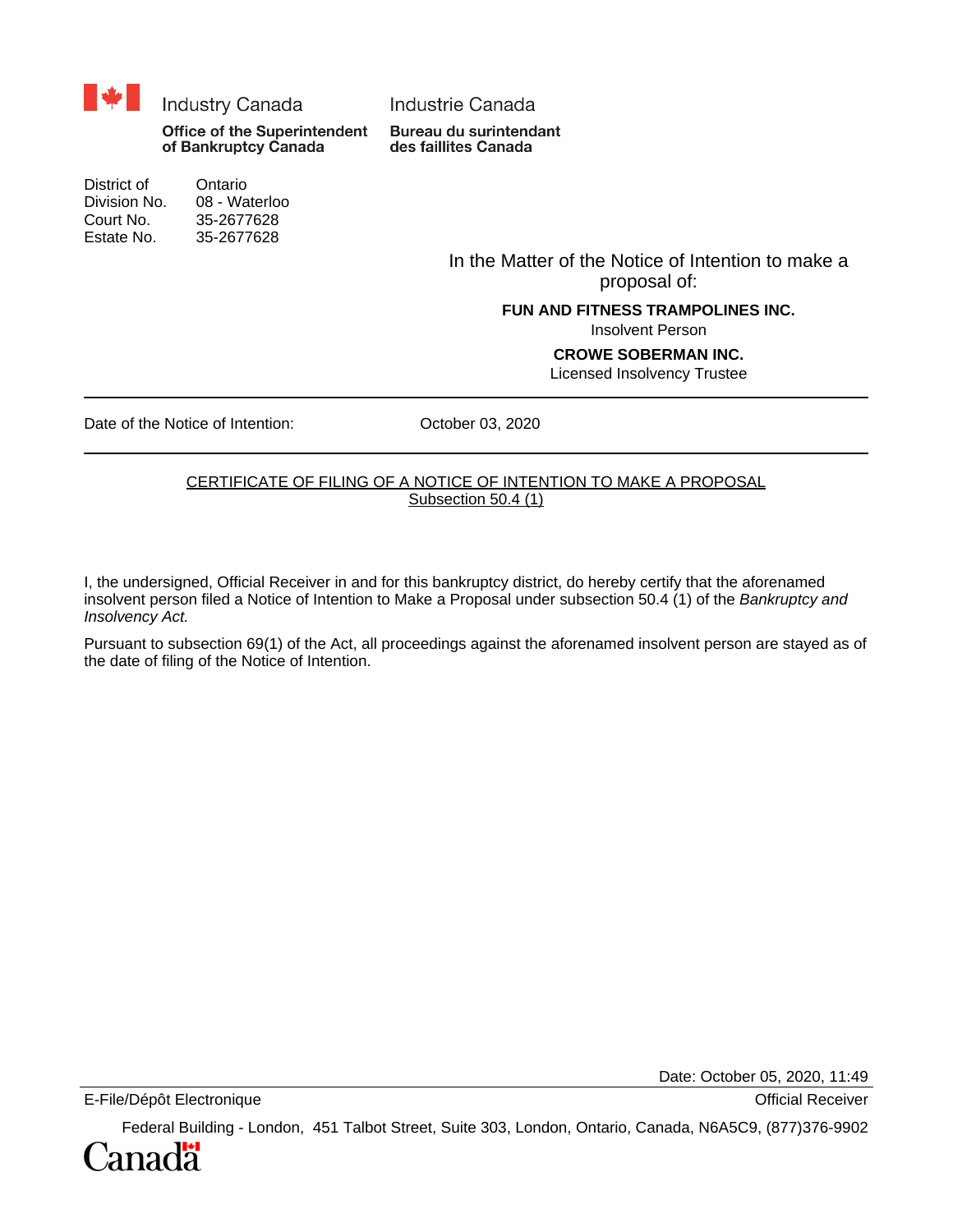Industry Canada | Industrie Canada

**Office of the Superintendent of Bankruptcy Canada** | **Bureau du surintendant des faillites Canada**

| | |
|---|---|
| District of | Ontario |
| Division No. | 08 - Waterloo |
| Court No. | 35-2677628 |
| Estate No. | 35-2677628 |

In the Matter of the Notice of Intention to make a proposal of:

**FUN AND FITNESS TRAMPOLINES INC.**

Insolvent Person

**CROWE SOBERMAN INC.**

Licensed Insolvency Trustee

---

Date of the Notice of Intention: October 03, 2020

---

CERTIFICATE OF FILING OF A NOTICE OF INTENTION TO MAKE A PROPOSAL
Subsection 50.4 (1)

I, the undersigned, Official Receiver in and for this bankruptcy district, do hereby certify that the aforenamed insolvent person filed a Notice of Intention to Make a Proposal under subsection 50.4 (1) of the *Bankruptcy and Insolvency Act.*

Pursuant to subsection 69(1) of the Act, all proceedings against the aforenamed insolvent person are stayed as of the date of filing of the Notice of Intention.

Date: October 05, 2020, 11:49

E-File/Dépôt Electronique | Official Receiver

Federal Building - London, 451 Talbot Street, Suite 303, London, Ontario, Canada, N6A5C9, (877)376-9902

Canada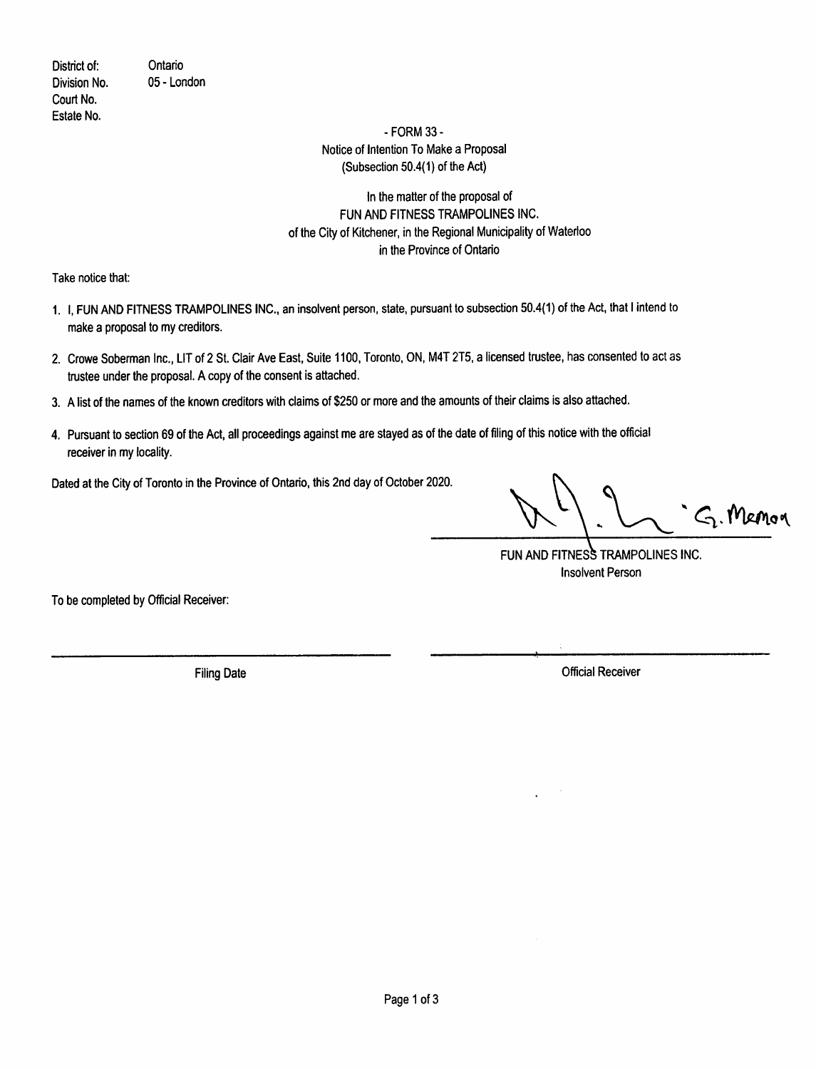| | |
|---|---|
| District of: | Ontario |
| Division No. | 05 - London |
| Court No. | |
| Estate No. | |

- FORM 33 -
Notice of Intention To Make a Proposal
(Subsection 50.4(1) of the Act)

In the matter of the proposal of
FUN AND FITNESS TRAMPOLINES INC.
of the City of Kitchener, in the Regional Municipality of Waterloo
in the Province of Ontario

Take notice that:

1. I, FUN AND FITNESS TRAMPOLINES INC., an insolvent person, state, pursuant to subsection 50.4(1) of the Act, that I intend to make a proposal to my creditors.

2. Crowe Soberman Inc., LIT of 2 St. Clair Ave East, Suite 1100, Toronto, ON, M4T 2T5, a licensed trustee, has consented to act as trustee under the proposal. A copy of the consent is attached.

3. A list of the names of the known creditors with claims of $250 or more and the amounts of their claims is also attached.

4. Pursuant to section 69 of the Act, all proceedings against me are stayed as of the date of filing of this notice with the official receiver in my locality.

Dated at the City of Toronto in the Province of Ontario, this 2nd day of October 2020.

G. Memon

FUN AND FITNESS TRAMPOLINES INC.
Insolvent Person

To be completed by Official Receiver:

______________________ Filing Date

______________________ Official Receiver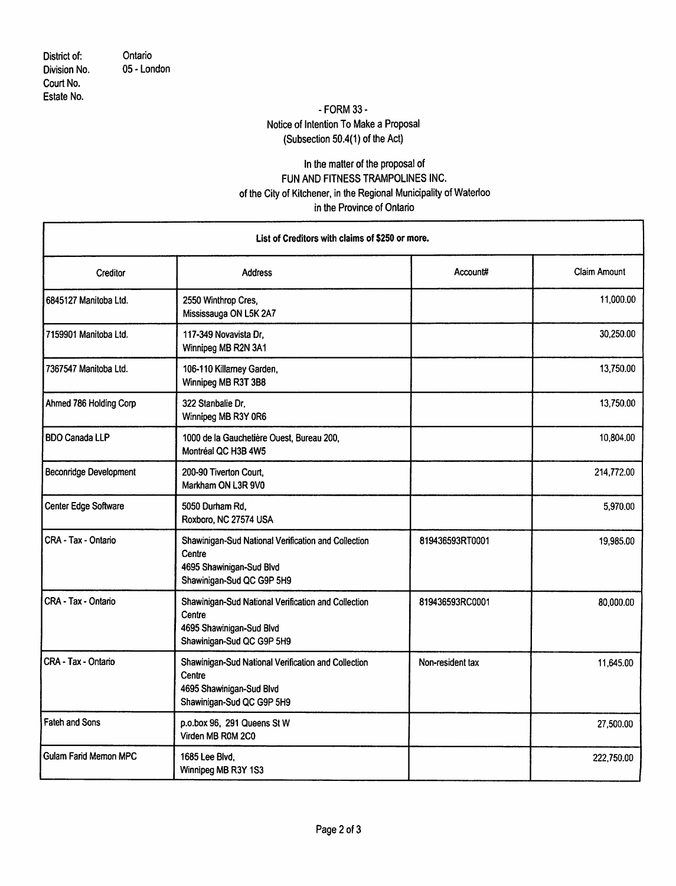District of: Ontario
Division No. 05 - London
Court No.
Estate No.

# - FORM 33 -

## Notice of Intention To Make a Proposal
(Subsection 50.4(1) of the Act)

In the matter of the proposal of
FUN AND FITNESS TRAMPOLINES INC.
of the City of Kitchener, in the Regional Municipality of Waterloo
in the Province of Ontario

| List of Creditors with claims of $250 or more. | | | |
|---|---|---|---|
| Creditor | Address | Account# | Claim Amount |
| 6845127 Manitoba Ltd. | 2550 Winthrop Cres, Mississauga ON L5K 2A7 | | 11,000.00 |
| 7159901 Manitoba Ltd. | 117-349 Novavista Dr, Winnipeg MB R2N 3A1 | | 30,250.00 |
| 7367547 Manitoba Ltd. | 106-110 Killarney Garden, Winnipeg MB R3T 3B8 | | 13,750.00 |
| Ahmed 786 Holding Corp | 322 Stanbalie Dr, Winnipeg MB R3Y 0R6 | | 13,750.00 |
| BDO Canada LLP | 1000 de la Gauchetière Ouest, Bureau 200, Montréal QC H3B 4W5 | | 10,804.00 |
| Beconridge Development | 200-90 Tiverton Court, Markham ON L3R 9V0 | | 214,772.00 |
| Center Edge Software | 5050 Durham Rd, Roxboro, NC 27574 USA | | 5,970.00 |
| CRA - Tax - Ontario | Shawinigan-Sud National Verification and Collection Centre 4695 Shawinigan-Sud Blvd Shawinigan-Sud QC G9P 5H9 | 819436593RT0001 | 19,985.00 |
| CRA - Tax - Ontario | Shawinigan-Sud National Verification and Collection Centre 4695 Shawinigan-Sud Blvd Shawinigan-Sud QC G9P 5H9 | 819436593RC0001 | 80,000.00 |
| CRA - Tax - Ontario | Shawinigan-Sud National Verification and Collection Centre 4695 Shawinigan-Sud Blvd Shawinigan-Sud QC G9P 5H9 | Non-resident tax | 11,645.00 |
| Fateh and Sons | p.o.box 96, 291 Queens St W Virden MB R0M 2C0 | | 27,500.00 |
| Gulam Farid Memon MPC | 1685 Lee Blvd, Winnipeg MB R3Y 1S3 | | 222,750.00 |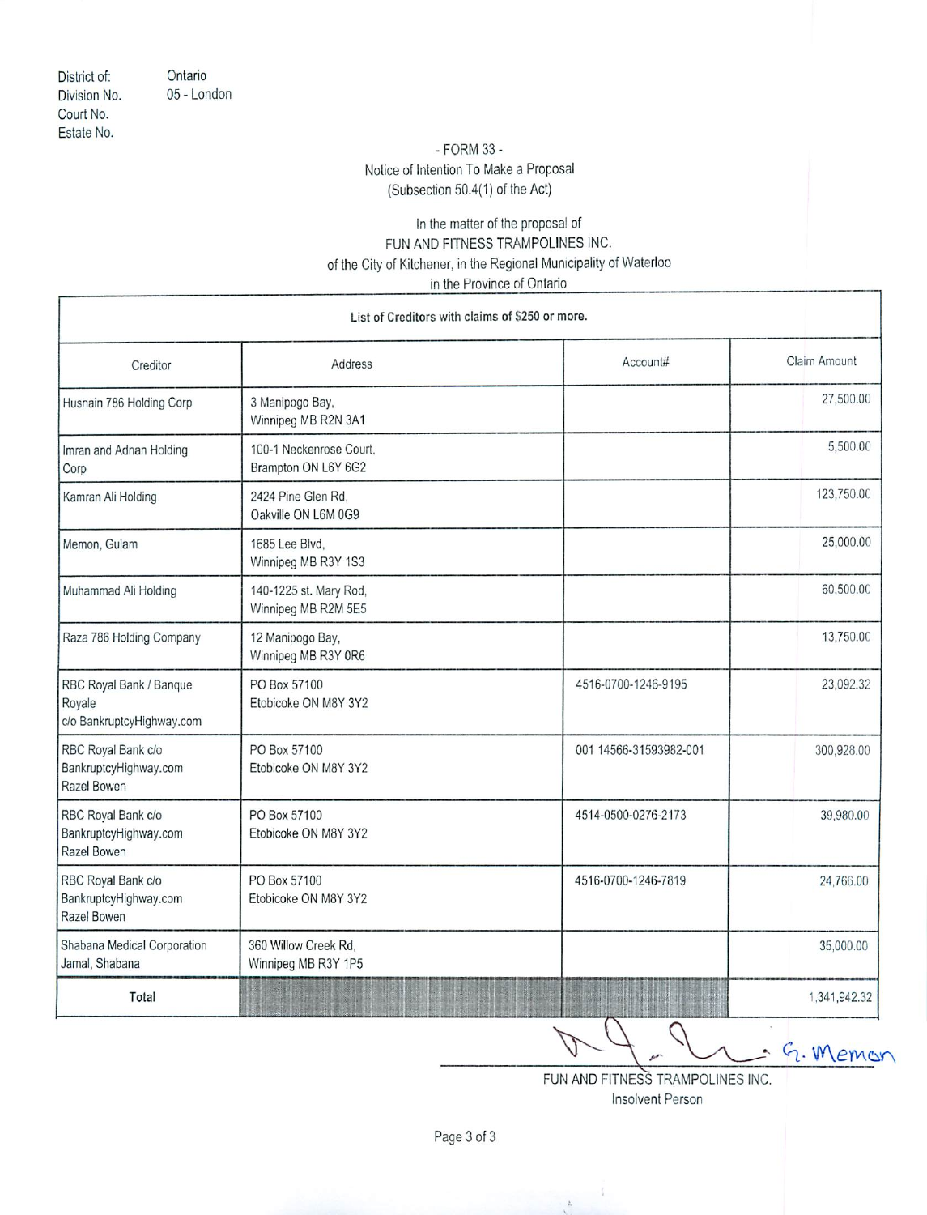District of: Ontario
Division No. 05 - London
Court No.
Estate No.

- FORM 33 -
Notice of Intention To Make a Proposal
(Subsection 50.4(1) of the Act)

In the matter of the proposal of
FUN AND FITNESS TRAMPOLINES INC.
of the City of Kitchener, in the Regional Municipality of Waterloo
in the Province of Ontario

| List of Creditors with claims of $250 or more. | | | |
|---|---|---|---|
| Creditor | Address | Account# | Claim Amount |
| Husnain 786 Holding Corp | 3 Manipogo Bay, Winnipeg MB R2N 3A1 | | 27,500.00 |
| Imran and Adnan Holding Corp | 100-1 Neckenrose Court, Brampton ON L6Y 6G2 | | 5,500.00 |
| Kamran Ali Holding | 2424 Pine Glen Rd, Oakville ON L6M 0G9 | | 123,750.00 |
| Memon, Gulam | 1685 Lee Blvd, Winnipeg MB R3Y 1S3 | | 25,000.00 |
| Muhammad Ali Holding | 140-1225 st. Mary Rod, Winnipeg MB R2M 5E5 | | 60,500.00 |
| Raza 786 Holding Company | 12 Manipogo Bay, Winnipeg MB R3Y 0R6 | | 13,750.00 |
| RBC Royal Bank / Banque Royale c/o BankruptcyHighway.com | PO Box 57100 Etobicoke ON M8Y 3Y2 | 4516-0700-1246-9195 | 23,092.32 |
| RBC Royal Bank c/o BankruptcyHighway.com Razel Bowen | PO Box 57100 Etobicoke ON M8Y 3Y2 | 001 14566-31593982-001 | 300,928.00 |
| RBC Royal Bank c/o BankruptcyHighway.com Razel Bowen | PO Box 57100 Etobicoke ON M8Y 3Y2 | 4514-0500-0276-2173 | 39,980.00 |
| RBC Royal Bank c/o BankruptcyHighway.com Razel Bowen | PO Box 57100 Etobicoke ON M8Y 3Y2 | 4516-0700-1246-7819 | 24,766.00 |
| Shabana Medical Corporation Jamal, Shabana | 360 Willow Creek Rd, Winnipeg MB R3Y 1P5 | | 35,000.00 |
| **Total** | | | 1,341,942.32 |

G. Memon

FUN AND FITNESS TRAMPOLINES INC.
Insolvent Person